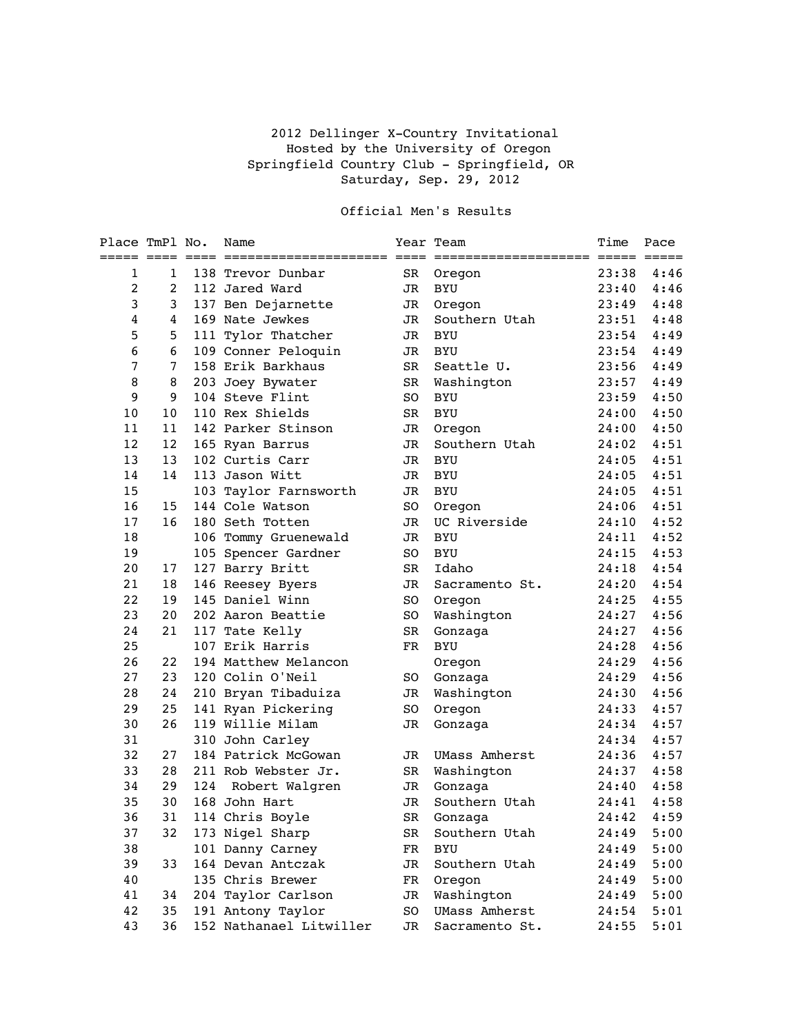# 2012 Dellinger X-Country Invitational

Hosted by the University of Oregon
Springfield Country Club - Springfield, OR
Saturday, Sep. 29, 2012

## Official Men's Results

| Place | TmPl | No. | Name | Year | Team | Time | Pace |
|---|---|---|---|---|---|---|---|
| 1 | 1 | 138 | Trevor Dunbar | SR | Oregon | 23:38 | 4:46 |
| 2 | 2 | 112 | Jared Ward | JR | BYU | 23:40 | 4:46 |
| 3 | 3 | 137 | Ben Dejarnette | JR | Oregon | 23:49 | 4:48 |
| 4 | 4 | 169 | Nate Jewkes | JR | Southern Utah | 23:51 | 4:48 |
| 5 | 5 | 111 | Tylor Thatcher | JR | BYU | 23:54 | 4:49 |
| 6 | 6 | 109 | Conner Peloquin | JR | BYU | 23:54 | 4:49 |
| 7 | 7 | 158 | Erik Barkhaus | SR | Seattle U. | 23:56 | 4:49 |
| 8 | 8 | 203 | Joey Bywater | SR | Washington | 23:57 | 4:49 |
| 9 | 9 | 104 | Steve Flint | SO | BYU | 23:59 | 4:50 |
| 10 | 10 | 110 | Rex Shields | SR | BYU | 24:00 | 4:50 |
| 11 | 11 | 142 | Parker Stinson | JR | Oregon | 24:00 | 4:50 |
| 12 | 12 | 165 | Ryan Barrus | JR | Southern Utah | 24:02 | 4:51 |
| 13 | 13 | 102 | Curtis Carr | JR | BYU | 24:05 | 4:51 |
| 14 | 14 | 113 | Jason Witt | JR | BYU | 24:05 | 4:51 |
| 15 | | 103 | Taylor Farnsworth | JR | BYU | 24:05 | 4:51 |
| 16 | 15 | 144 | Cole Watson | SO | Oregon | 24:06 | 4:51 |
| 17 | 16 | 180 | Seth Totten | JR | UC Riverside | 24:10 | 4:52 |
| 18 | | 106 | Tommy Gruenewald | JR | BYU | 24:11 | 4:52 |
| 19 | | 105 | Spencer Gardner | SO | BYU | 24:15 | 4:53 |
| 20 | 17 | 127 | Barry Britt | SR | Idaho | 24:18 | 4:54 |
| 21 | 18 | 146 | Reesey Byers | JR | Sacramento St. | 24:20 | 4:54 |
| 22 | 19 | 145 | Daniel Winn | SO | Oregon | 24:25 | 4:55 |
| 23 | 20 | 202 | Aaron Beattie | SO | Washington | 24:27 | 4:56 |
| 24 | 21 | 117 | Tate Kelly | SR | Gonzaga | 24:27 | 4:56 |
| 25 | | 107 | Erik Harris | FR | BYU | 24:28 | 4:56 |
| 26 | 22 | 194 | Matthew Melancon | | Oregon | 24:29 | 4:56 |
| 27 | 23 | 120 | Colin O'Neil | SO | Gonzaga | 24:29 | 4:56 |
| 28 | 24 | 210 | Bryan Tibaduiza | JR | Washington | 24:30 | 4:56 |
| 29 | 25 | 141 | Ryan Pickering | SO | Oregon | 24:33 | 4:57 |
| 30 | 26 | 119 | Willie Milam | JR | Gonzaga | 24:34 | 4:57 |
| 31 | | 310 | John Carley | | | 24:34 | 4:57 |
| 32 | 27 | 184 | Patrick McGowan | JR | UMass Amherst | 24:36 | 4:57 |
| 33 | 28 | 211 | Rob Webster Jr. | SR | Washington | 24:37 | 4:58 |
| 34 | 29 | 124 | Robert Walgren | JR | Gonzaga | 24:40 | 4:58 |
| 35 | 30 | 168 | John Hart | JR | Southern Utah | 24:41 | 4:58 |
| 36 | 31 | 114 | Chris Boyle | SR | Gonzaga | 24:42 | 4:59 |
| 37 | 32 | 173 | Nigel Sharp | SR | Southern Utah | 24:49 | 5:00 |
| 38 | | 101 | Danny Carney | FR | BYU | 24:49 | 5:00 |
| 39 | 33 | 164 | Devan Antczak | JR | Southern Utah | 24:49 | 5:00 |
| 40 | | 135 | Chris Brewer | FR | Oregon | 24:49 | 5:00 |
| 41 | 34 | 204 | Taylor Carlson | JR | Washington | 24:49 | 5:00 |
| 42 | 35 | 191 | Antony Taylor | SO | UMass Amherst | 24:54 | 5:01 |
| 43 | 36 | 152 | Nathanael Litwiller | JR | Sacramento St. | 24:55 | 5:01 |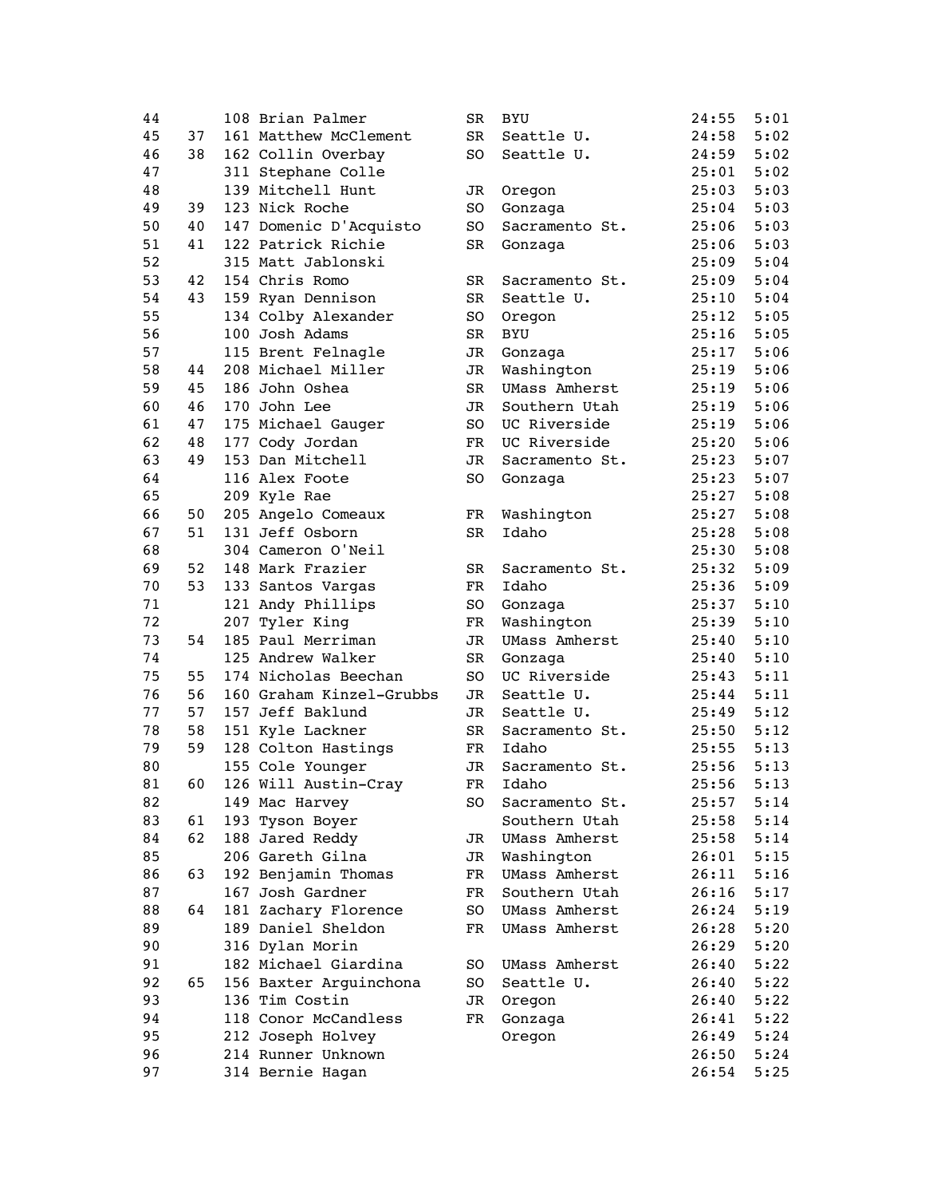| | | | | | | | |
|---|---|---|---|---|---|---|---|
| 44 | | 108 | Brian Palmer | SR | BYU | 24:55 | 5:01 |
| 45 | 37 | 161 | Matthew McClement | SR | Seattle U. | 24:58 | 5:02 |
| 46 | 38 | 162 | Collin Overbay | SO | Seattle U. | 24:59 | 5:02 |
| 47 | | 311 | Stephane Colle | | | 25:01 | 5:02 |
| 48 | | 139 | Mitchell Hunt | JR | Oregon | 25:03 | 5:03 |
| 49 | 39 | 123 | Nick Roche | SO | Gonzaga | 25:04 | 5:03 |
| 50 | 40 | 147 | Domenic D'Acquisto | SO | Sacramento St. | 25:06 | 5:03 |
| 51 | 41 | 122 | Patrick Richie | SR | Gonzaga | 25:06 | 5:03 |
| 52 | | 315 | Matt Jablonski | | | 25:09 | 5:04 |
| 53 | 42 | 154 | Chris Romo | SR | Sacramento St. | 25:09 | 5:04 |
| 54 | 43 | 159 | Ryan Dennison | SR | Seattle U. | 25:10 | 5:04 |
| 55 | | 134 | Colby Alexander | SO | Oregon | 25:12 | 5:05 |
| 56 | | 100 | Josh Adams | SR | BYU | 25:16 | 5:05 |
| 57 | | 115 | Brent Felnagle | JR | Gonzaga | 25:17 | 5:06 |
| 58 | 44 | 208 | Michael Miller | JR | Washington | 25:19 | 5:06 |
| 59 | 45 | 186 | John Oshea | SR | UMass Amherst | 25:19 | 5:06 |
| 60 | 46 | 170 | John Lee | JR | Southern Utah | 25:19 | 5:06 |
| 61 | 47 | 175 | Michael Gauger | SO | UC Riverside | 25:19 | 5:06 |
| 62 | 48 | 177 | Cody Jordan | FR | UC Riverside | 25:20 | 5:06 |
| 63 | 49 | 153 | Dan Mitchell | JR | Sacramento St. | 25:23 | 5:07 |
| 64 | | 116 | Alex Foote | SO | Gonzaga | 25:23 | 5:07 |
| 65 | | 209 | Kyle Rae | | | 25:27 | 5:08 |
| 66 | 50 | 205 | Angelo Comeaux | FR | Washington | 25:27 | 5:08 |
| 67 | 51 | 131 | Jeff Osborn | SR | Idaho | 25:28 | 5:08 |
| 68 | | 304 | Cameron O'Neil | | | 25:30 | 5:08 |
| 69 | 52 | 148 | Mark Frazier | SR | Sacramento St. | 25:32 | 5:09 |
| 70 | 53 | 133 | Santos Vargas | FR | Idaho | 25:36 | 5:09 |
| 71 | | 121 | Andy Phillips | SO | Gonzaga | 25:37 | 5:10 |
| 72 | | 207 | Tyler King | FR | Washington | 25:39 | 5:10 |
| 73 | 54 | 185 | Paul Merriman | JR | UMass Amherst | 25:40 | 5:10 |
| 74 | | 125 | Andrew Walker | SR | Gonzaga | 25:40 | 5:10 |
| 75 | 55 | 174 | Nicholas Beechan | SO | UC Riverside | 25:43 | 5:11 |
| 76 | 56 | 160 | Graham Kinzel-Grubbs | JR | Seattle U. | 25:44 | 5:11 |
| 77 | 57 | 157 | Jeff Baklund | JR | Seattle U. | 25:49 | 5:12 |
| 78 | 58 | 151 | Kyle Lackner | SR | Sacramento St. | 25:50 | 5:12 |
| 79 | 59 | 128 | Colton Hastings | FR | Idaho | 25:55 | 5:13 |
| 80 | | 155 | Cole Younger | JR | Sacramento St. | 25:56 | 5:13 |
| 81 | 60 | 126 | Will Austin-Cray | FR | Idaho | 25:56 | 5:13 |
| 82 | | 149 | Mac Harvey | SO | Sacramento St. | 25:57 | 5:14 |
| 83 | 61 | 193 | Tyson Boyer | | Southern Utah | 25:58 | 5:14 |
| 84 | 62 | 188 | Jared Reddy | JR | UMass Amherst | 25:58 | 5:14 |
| 85 | | 206 | Gareth Gilna | JR | Washington | 26:01 | 5:15 |
| 86 | 63 | 192 | Benjamin Thomas | FR | UMass Amherst | 26:11 | 5:16 |
| 87 | | 167 | Josh Gardner | FR | Southern Utah | 26:16 | 5:17 |
| 88 | 64 | 181 | Zachary Florence | SO | UMass Amherst | 26:24 | 5:19 |
| 89 | | 189 | Daniel Sheldon | FR | UMass Amherst | 26:28 | 5:20 |
| 90 | | 316 | Dylan Morin | | | 26:29 | 5:20 |
| 91 | | 182 | Michael Giardina | SO | UMass Amherst | 26:40 | 5:22 |
| 92 | 65 | 156 | Baxter Arguinchona | SO | Seattle U. | 26:40 | 5:22 |
| 93 | | 136 | Tim Costin | JR | Oregon | 26:40 | 5:22 |
| 94 | | 118 | Conor McCandless | FR | Gonzaga | 26:41 | 5:22 |
| 95 | | 212 | Joseph Holvey | | Oregon | 26:49 | 5:24 |
| 96 | | 214 | Runner Unknown | | | 26:50 | 5:24 |
| 97 | | 314 | Bernie Hagan | | | 26:54 | 5:25 |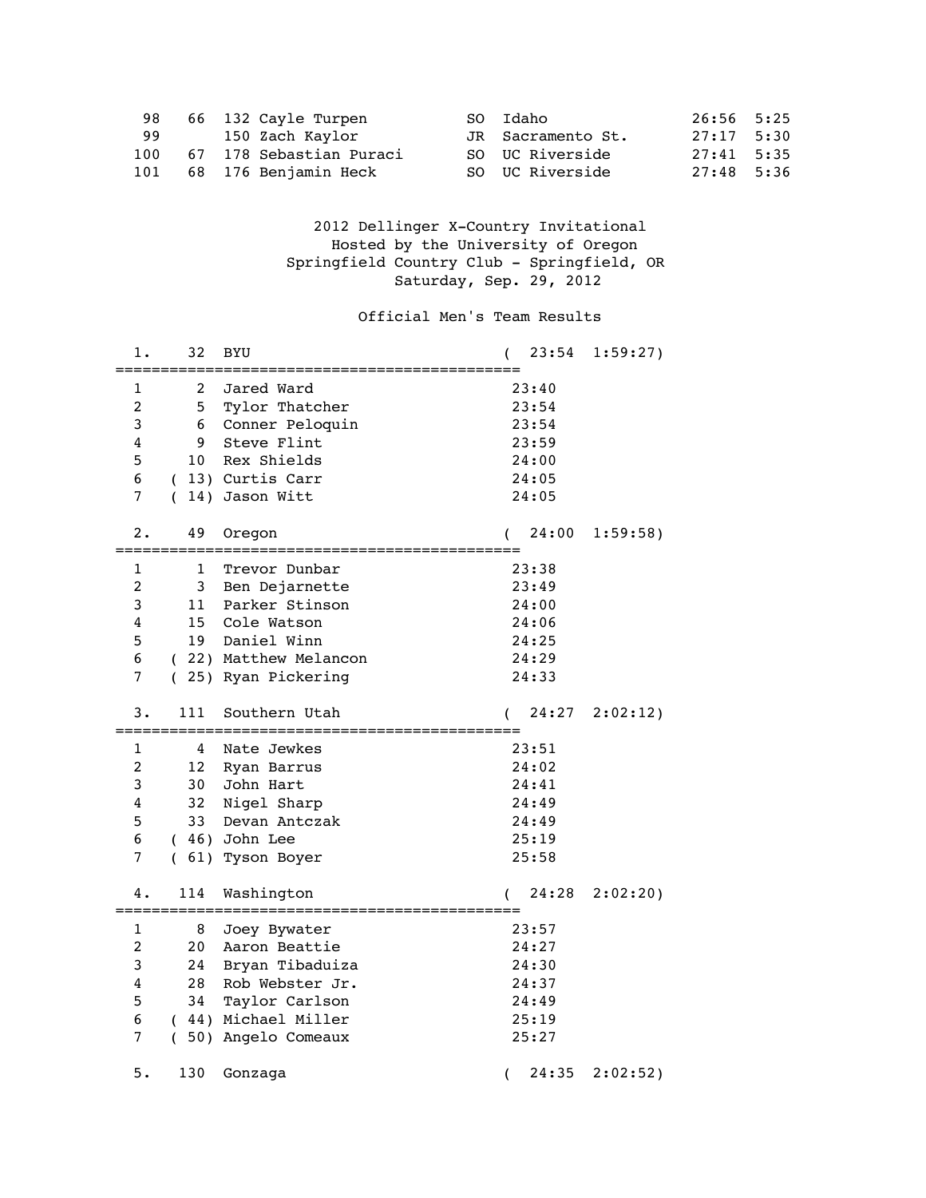| 98 | 66 | 132 | Cayle Turpen | SO | Idaho | 26:56 | 5:25 |
|---|---|---|---|---|---|---|---|
| 99 | | 150 | Zach Kaylor | JR | Sacramento St. | 27:17 | 5:30 |
| 100 | 67 | 178 | Sebastian Puraci | SO | UC Riverside | 27:41 | 5:35 |
| 101 | 68 | 176 | Benjamin Heck | SO | UC Riverside | 27:48 | 5:36 |

# 2012 Dellinger X-Country Invitational

Hosted by the University of Oregon
Springfield Country Club - Springfield, OR
Saturday, Sep. 29, 2012

## Official Men's Team Results

### 1. 32 BYU ( 23:54 1:59:27)

| | | | |
|---|---|---|---|
| 1 | 2 | Jared Ward | 23:40 |
| 2 | 5 | Tylor Thatcher | 23:54 |
| 3 | 6 | Conner Peloquin | 23:54 |
| 4 | 9 | Steve Flint | 23:59 |
| 5 | 10 | Rex Shields | 24:00 |
| 6 | ( 13) | Curtis Carr | 24:05 |
| 7 | ( 14) | Jason Witt | 24:05 |

### 2. 49 Oregon ( 24:00 1:59:58)

| | | | |
|---|---|---|---|
| 1 | 1 | Trevor Dunbar | 23:38 |
| 2 | 3 | Ben Dejarnette | 23:49 |
| 3 | 11 | Parker Stinson | 24:00 |
| 4 | 15 | Cole Watson | 24:06 |
| 5 | 19 | Daniel Winn | 24:25 |
| 6 | ( 22) | Matthew Melancon | 24:29 |
| 7 | ( 25) | Ryan Pickering | 24:33 |

### 3. 111 Southern Utah ( 24:27 2:02:12)

| | | | |
|---|---|---|---|
| 1 | 4 | Nate Jewkes | 23:51 |
| 2 | 12 | Ryan Barrus | 24:02 |
| 3 | 30 | John Hart | 24:41 |
| 4 | 32 | Nigel Sharp | 24:49 |
| 5 | 33 | Devan Antczak | 24:49 |
| 6 | ( 46) | John Lee | 25:19 |
| 7 | ( 61) | Tyson Boyer | 25:58 |

### 4. 114 Washington ( 24:28 2:02:20)

| | | | |
|---|---|---|---|
| 1 | 8 | Joey Bywater | 23:57 |
| 2 | 20 | Aaron Beattie | 24:27 |
| 3 | 24 | Bryan Tibaduiza | 24:30 |
| 4 | 28 | Rob Webster Jr. | 24:37 |
| 5 | 34 | Taylor Carlson | 24:49 |
| 6 | ( 44) | Michael Miller | 25:19 |
| 7 | ( 50) | Angelo Comeaux | 25:27 |

### 5. 130 Gonzaga ( 24:35 2:02:52)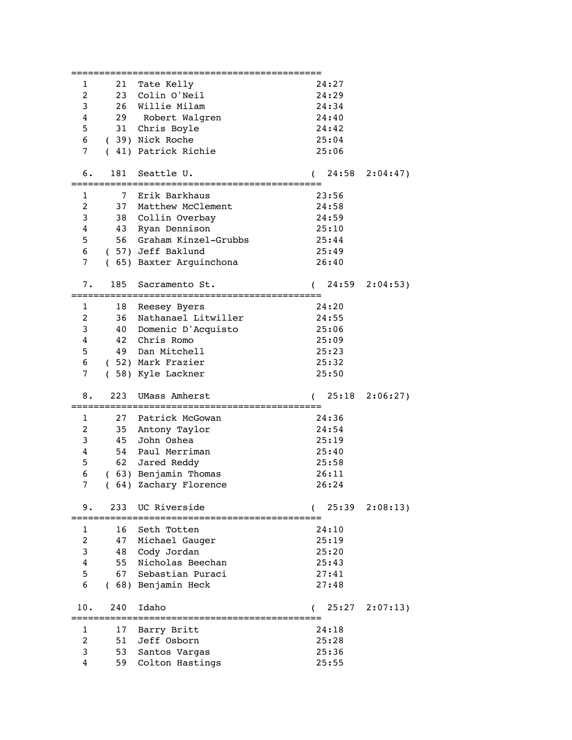```
=============================================
  1     21  Tate Kelly                      24:27
  2     23  Colin O'Neil                    24:29
  3     26  Willie Milam                    24:34
  4     29   Robert Walgren                 24:40
  5     31  Chris Boyle                     24:42
  6   ( 39) Nick Roche                      25:04
  7   ( 41) Patrick Richie                  25:06

  6.   181  Seattle U.                     (  24:58  2:04:47)
=============================================
  1      7  Erik Barkhaus                   23:56
  2     37  Matthew McClement               24:58
  3     38  Collin Overbay                  24:59
  4     43  Ryan Dennison                   25:10
  5     56  Graham Kinzel-Grubbs            25:44
  6   ( 57) Jeff Baklund                    25:49
  7   ( 65) Baxter Arguinchona              26:40

  7.   185  Sacramento St.                 (  24:59  2:04:53)
=============================================
  1     18  Reesey Byers                    24:20
  2     36  Nathanael Litwiller             24:55
  3     40  Domenic D'Acquisto              25:06
  4     42  Chris Romo                      25:09
  5     49  Dan Mitchell                    25:23
  6   ( 52) Mark Frazier                    25:32
  7   ( 58) Kyle Lackner                    25:50

  8.   223  UMass Amherst                  (  25:18  2:06:27)
=============================================
  1     27  Patrick McGowan                 24:36
  2     35  Antony Taylor                   24:54
  3     45  John Oshea                      25:19
  4     54  Paul Merriman                   25:40
  5     62  Jared Reddy                     25:58
  6   ( 63) Benjamin Thomas                 26:11
  7   ( 64) Zachary Florence                26:24

  9.   233  UC Riverside                   (  25:39  2:08:13)
=============================================
  1     16  Seth Totten                     24:10
  2     47  Michael Gauger                  25:19
  3     48  Cody Jordan                     25:20
  4     55  Nicholas Beechan                25:43
  5     67  Sebastian Puraci                27:41
  6   ( 68) Benjamin Heck                   27:48

 10.   240  Idaho                          (  25:27  2:07:13)
=============================================
  1     17  Barry Britt                     24:18
  2     51  Jeff Osborn                     25:28
  3     53  Santos Vargas                   25:36
  4     59  Colton Hastings                 25:55
```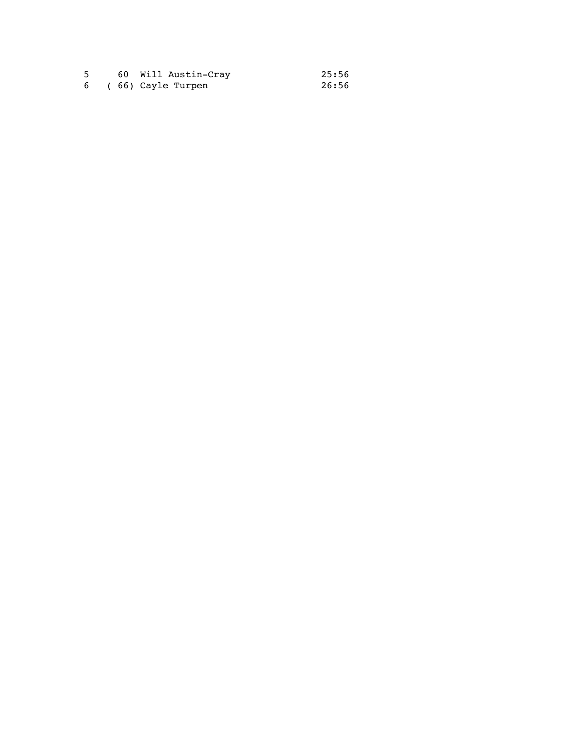| | | | |
|---|---|---|---|
| 5 | 60 | Will Austin-Cray | 25:56 |
| 6 | ( 66) | Cayle Turpen | 26:56 |